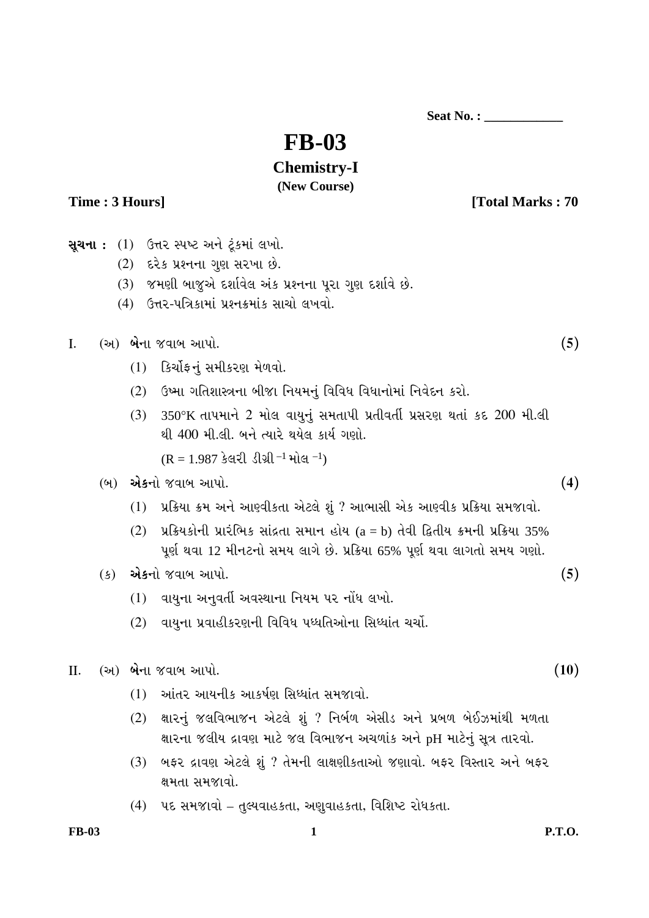Seat No. : ____________

# FB-03

## Chemistry-I

**(New Course)**

**Time : 3 Hours]** **[Total Marks : 70**

**સૂચના :**
1. ઉત્તર સ્પષ્ટ અને ટૂંકમાં લખો.
2. દરેક પ્રશ્નના ગુણ સરખા છે.
3. જમણી બાજુએ દર્શાવેલ અંક પ્રશ્નના પૂરા ગુણ દર્શાવે છે.
4. ઉત્તર-પત્રિકામાં પ્રશ્નક્રમાંક સાચો લખવો.

I. (અ) **બે**ના જવાબ આપો. **(5)**

(1) કિર્ચોફનું સમીકરણ મેળવો.

(2) ઉષ્મા ગતિશાસ્ત્રના બીજા નિયમનું વિવિધ વિધાનોમાં નિવેદન કરો.

(3) 350°K તાપમાને 2 મોલ વાયુનું સમતાપી પ્રતીવર્તી પ્રસરણ થતાં કદ 200 મી.લી થી 400 મી.લી. બને ત્યારે થયેલ કાર્ય ગણો.

($R = 1.987$ કેલરી ડીગ્રી $^{-1}$ મોલ $^{-1}$)

(બ) **એક**નો જવાબ આપો. **(4)**

(1) પ્રક્રિયા ક્રમ અને આણ્વીકતા એટલે શું ? આભાસી એક આણ્વીક પ્રક્રિયા સમજાવો.

(2) પ્રક્રિયકોની પ્રારંભિક સાંદ્રતા સમાન હોય ($a = b$) તેવી દ્વિતીય ક્રમની પ્રક્રિયા 35% પૂર્ણ થવા 12 મીનટનો સમય લાગે છે. પ્રક્રિયા 65% પૂર્ણ થવા લાગતો સમય ગણો.

(ક) **એક**નો જવાબ આપો. **(5)**

(1) વાયુના અનુવર્તી અવસ્થાના નિયમ પર નોંધ લખો.

(2) વાયુના પ્રવાહીકરણની વિવિધ પધ્ધતિઓના સિધ્ધાંત ચર્ચો.

II. (અ) **બે**ના જવાબ આપો. **(10)**

(1) આંતર આયનીક આકર્ષણ સિધ્ધાંત સમજાવો.

(2) ક્ષારનું જલવિભાજન એટલે શું ? નિર્બળ એસીડ અને પ્રબળ બેઈઝમાંથી મળતા ક્ષારના જલીય દ્રાવણ માટે જલ વિભાજન અચળાંક અને pH માટેનું સૂત્ર તારવો.

(3) બફર દ્રાવણ એટલે શું ? તેમની લાક્ષણીકતાઓ જણાવો. બફર વિસ્તાર અને બફર ક્ષમતા સમજાવો.

(4) પદ સમજાવો – તુલ્યવાહકતા, અણુવાહકતા, વિશિષ્ટ રોધકતા.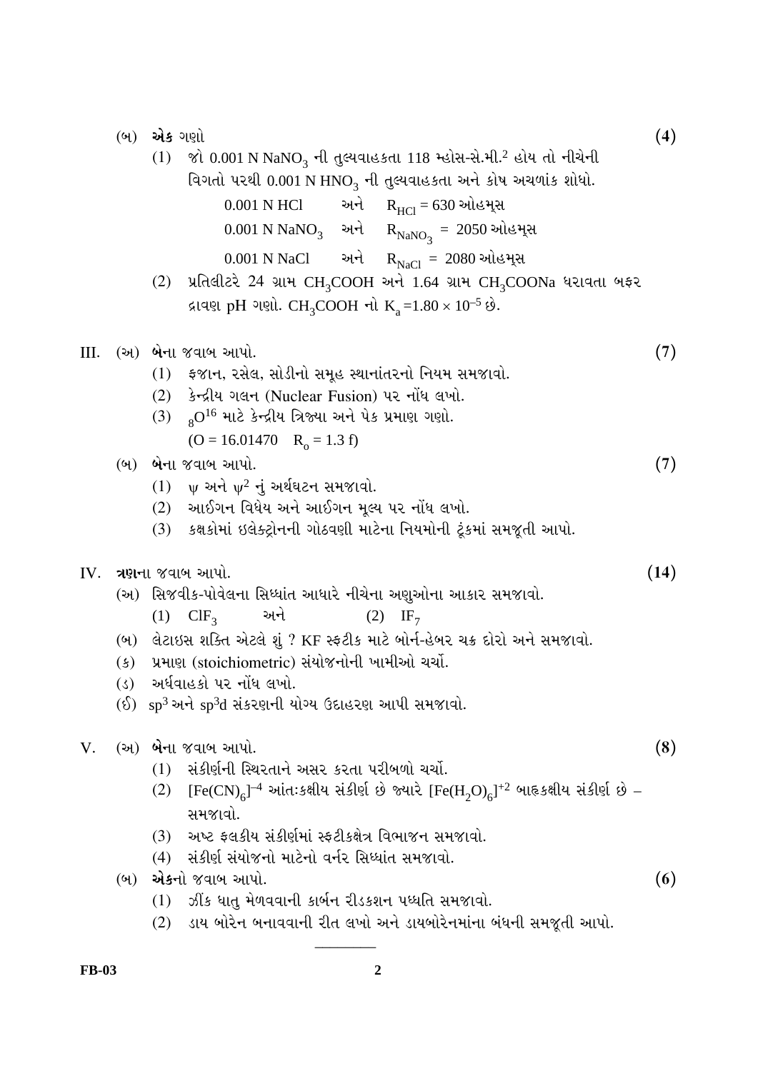(બ) **એક** ગણો **(4)**

(1) જો 0.001 N $NaNO_3$ ની તુલ્યવાહકતા 118 મ્હોસ-સે.મી.$^2$ હોય તો નીચેની વિગતો પરથી 0.001 N $HNO_3$ ની તુલ્યવાહકતા અને કોષ અચળાંક શોધો.

0.001 N HCl અને $R_{HCl} = 630$ ઓહમ્સ

0.001 N $NaNO_3$ અને $R_{NaNO_3} = 2050$ ઓહમ્સ

0.001 N NaCl અને $R_{NaCl} = 2080$ ઓહમ્સ

(2) પ્રતિલીટરે 24 ગ્રામ $CH_3COOH$ અને 1.64 ગ્રામ $CH_3COONa$ ધરાવતા બફર દ્રાવણ pH ગણો. $CH_3COOH$ નો $K_a = 1.80 \times 10^{-5}$ છે.

III. (અ) **બે**ના જવાબ આપો. **(7)**

(1) ફજાન, રસેલ, સોડીનો સમૂહ સ્થાનાંતરનો નિયમ સમજાવો.

(2) કેન્દ્રીય ગલન (Nuclear Fusion) પર નોંધ લખો.

(3) $_8O^{16}$ માટે કેન્દ્રીય ત્રિજ્યા અને પેક પ્રમાણ ગણો.

($O = 16.01470 \quad R_o = 1.3$ f)

(બ) **બે**ના જવાબ આપો. **(7)**

(1) $\psi$ અને $\psi^2$ નું અર્થઘટન સમજાવો.

(2) આઈગન વિધેય અને આઈગન મૂલ્ય પર નોંધ લખો.

(3) કક્ષકોમાં ઇલેક્ટ્રોનની ગોઠવણી માટેના નિયમોની ટૂંકમાં સમજૂતી આપો.

IV. **ત્રણ**ના જવાબ આપો. **(14)**

(અ) સિજવીક-પોવેલના સિધ્ધાંત આધારે નીચેના અણુઓના આકાર સમજાવો.

(1) $ClF_3$ અને (2) $IF_7$

(બ) લેટાઇસ શક્તિ એટલે શું ? KF સ્ફટીક માટે બોર્ન-હેબર ચક્ર દોરો અને સમજાવો.

(ક) પ્રમાણ (stoichiometric) સંયોજનોની ખામીઓ ચર્ચો.

(ડ) અર્ધવાહકો પર નોંધ લખો.

(ઈ) $sp^3$ અને $sp^3d$ સંકરણની યોગ્ય ઉદાહરણ આપી સમજાવો.

V. (અ) **બે**ના જવાબ આપો. **(8)**

(1) સંકીર્ણની સ્થિરતાને અસર કરતા પરીબળો ચર્ચો.

(2) $[Fe(CN)_6]^{-4}$ આંતઃકક્ષીય સંકીર્ણ છે જ્યારે $[Fe(H_2O)_6]^{+2}$ બાહ્યકક્ષીય સંકીર્ણ છે – સમજાવો.

(3) અષ્ટ ફલકીય સંકીર્ણમાં સ્ફટીકક્ષેત્ર વિભાજન સમજાવો.

(4) સંકીર્ણ સંયોજનો માટેનો વર્નર સિધ્ધાંત સમજાવો.

(બ) **એક**નો જવાબ આપો. **(6)**

(1) ઝીંક ધાતુ મેળવવાની કાર્બન રીડકશન પધ્ધતિ સમજાવો.

(2) ડાય બોરેન બનાવવાની રીત લખો અને ડાયબોરેનમાંના બંધની સમજૂતી આપો.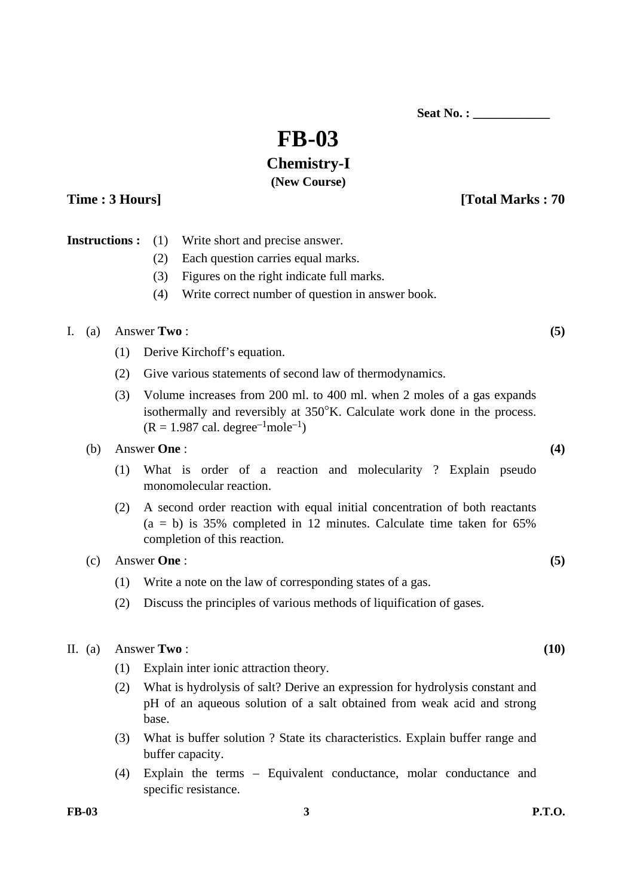Seat No. : ____________

# FB-03

## Chemistry-I

**(New Course)**

**Time : 3 Hours]** **[Total Marks : 70**

**Instructions :** (1) Write short and precise answer.
(2) Each question carries equal marks.
(3) Figures on the right indicate full marks.
(4) Write correct number of question in answer book.

I. (a) Answer **Two** : **(5)**

(1) Derive Kirchoff's equation.

(2) Give various statements of second law of thermodynamics.

(3) Volume increases from 200 ml. to 400 ml. when 2 moles of a gas expands isothermally and reversibly at 350°K. Calculate work done in the process. (R = 1.987 cal. degree$^{-1}$mole$^{-1}$)

(b) Answer **One** : **(4)**

(1) What is order of a reaction and molecularity ? Explain pseudo monomolecular reaction.

(2) A second order reaction with equal initial concentration of both reactants (a = b) is 35% completed in 12 minutes. Calculate time taken for 65% completion of this reaction.

(c) Answer **One** : **(5)**

(1) Write a note on the law of corresponding states of a gas.

(2) Discuss the principles of various methods of liquification of gases.

II. (a) Answer **Two** : **(10)**

(1) Explain inter ionic attraction theory.

(2) What is hydrolysis of salt? Derive an expression for hydrolysis constant and pH of an aqueous solution of a salt obtained from weak acid and strong base.

(3) What is buffer solution ? State its characteristics. Explain buffer range and buffer capacity.

(4) Explain the terms – Equivalent conductance, molar conductance and specific resistance.

P.T.O.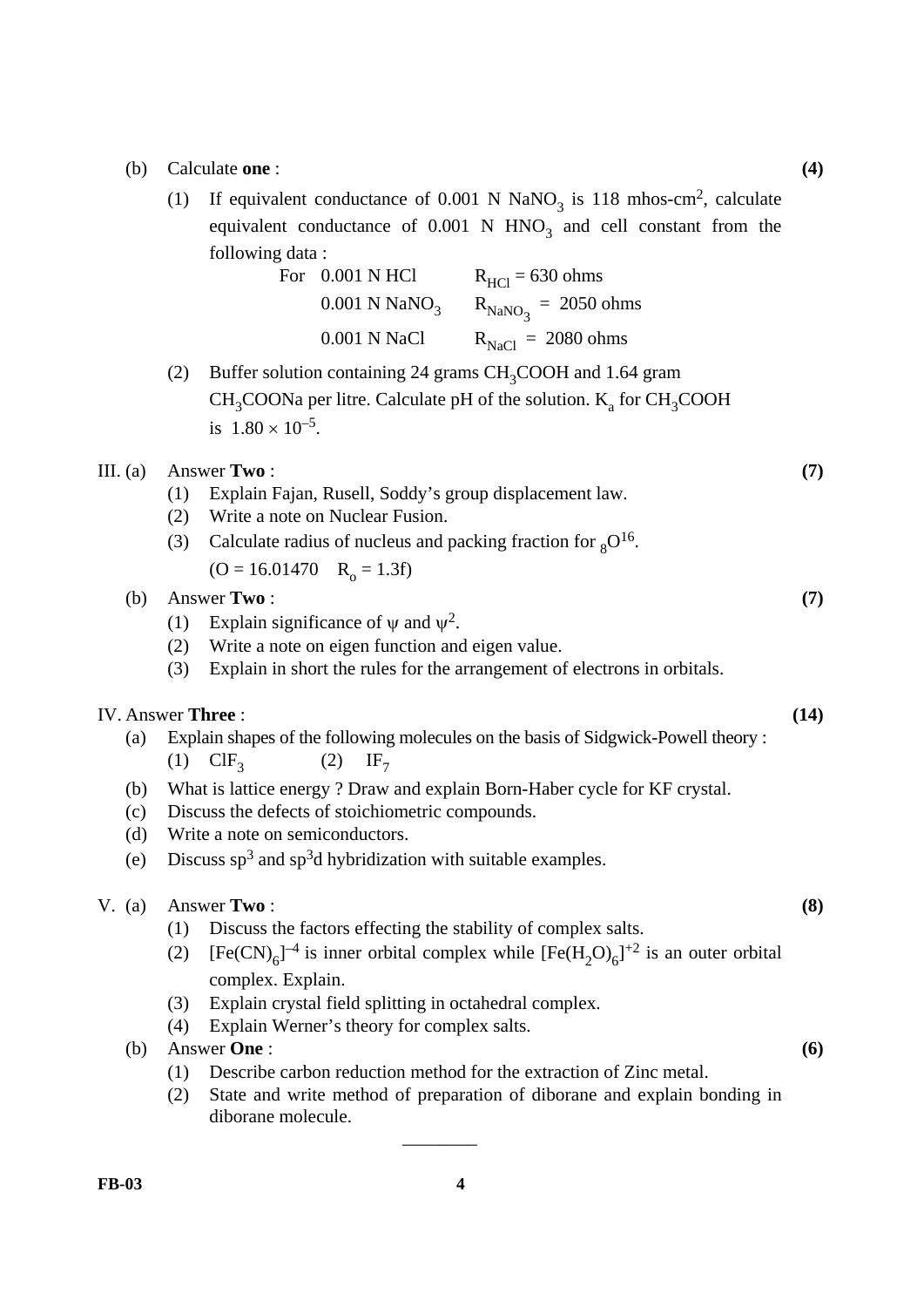(b) Calculate **one** : **(4)**

(1) If equivalent conductance of 0.001 N $NaNO_3$ is 118 mhos-cm$^2$, calculate equivalent conductance of 0.001 N $HNO_3$ and cell constant from the following data :

For 0.001 N HCl $R_{HCl} = 630$ ohms

0.001 N $NaNO_3$ $R_{NaNO_3} = 2050$ ohms

0.001 N NaCl $R_{NaCl} = 2080$ ohms

(2) Buffer solution containing 24 grams $CH_3COOH$ and 1.64 gram $CH_3COONa$ per litre. Calculate pH of the solution. $K_a$ for $CH_3COOH$ is $1.80 \times 10^{-5}$.

III. (a) Answer **Two** : **(7)**

(1) Explain Fajan, Rusell, Soddy's group displacement law.

(2) Write a note on Nuclear Fusion.

(3) Calculate radius of nucleus and packing fraction for $_8O^{16}$.

($O = 16.01470$ $R_o = 1.3f$)

(b) Answer **Two** : **(7)**

(1) Explain significance of $\psi$ and $\psi^2$.

(2) Write a note on eigen function and eigen value.

(3) Explain in short the rules for the arrangement of electrons in orbitals.

IV. Answer **Three** : **(14)**

(a) Explain shapes of the following molecules on the basis of Sidgwick-Powell theory :

(1) $ClF_3$ (2) $IF_7$

(b) What is lattice energy ? Draw and explain Born-Haber cycle for KF crystal.

(c) Discuss the defects of stoichiometric compounds.

(d) Write a note on semiconductors.

(e) Discuss $sp^3$ and $sp^3d$ hybridization with suitable examples.

V. (a) Answer **Two** : **(8)**

(1) Discuss the factors effecting the stability of complex salts.

(2) $[Fe(CN)_6]^{-4}$ is inner orbital complex while $[Fe(H_2O)_6]^{+2}$ is an outer orbital complex. Explain.

(3) Explain crystal field splitting in octahedral complex.

(4) Explain Werner's theory for complex salts.

(b) Answer **One** : **(6)**

(1) Describe carbon reduction method for the extraction of Zinc metal.

(2) State and write method of preparation of diborane and explain bonding in diborane molecule.

________